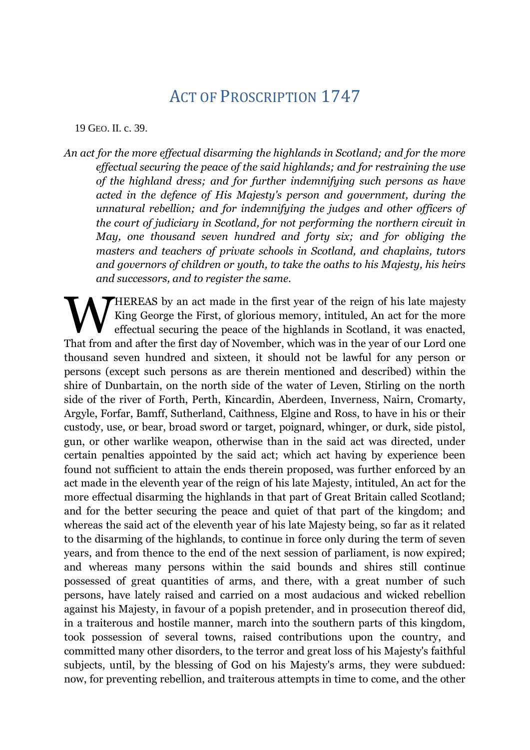# Act of Proscription 1747

19 Geo. II. c. 39.

*An act for the more effectual disarming the highlands in Scotland; and for the more effectual securing the peace of the said highlands; and for restraining the use of the highland dress; and for further indemnifying such persons as have acted in the defence of His Majesty's person and government, during the unnatural rebellion; and for indemnifying the judges and other officers of the court of judiciary in Scotland, for not performing the northern circuit in May, one thousand seven hundred and forty six; and for obliging the masters and teachers of private schools in Scotland, and chaplains, tutors and governors of children or youth, to take the oaths to his Majesty, his heirs and successors, and to register the same.*

WHEREAS by an act made in the first year of the reign of his late majesty King George the First, of glorious memory, intituled, An act for the more effectual securing the peace of the highlands in Scotland, it was enacted, That from and after the first day of November, which was in the year of our Lord one thousand seven hundred and sixteen, it should not be lawful for any person or persons (except such persons as are therein mentioned and described) within the shire of Dunbartain, on the north side of the water of Leven, Stirling on the north side of the river of Forth, Perth, Kincardin, Aberdeen, Inverness, Nairn, Cromarty, Argyle, Forfar, Bamff, Sutherland, Caithness, Elgine and Ross, to have in his or their custody, use, or bear, broad sword or target, poignard, whinger, or durk, side pistol, gun, or other warlike weapon, otherwise than in the said act was directed, under certain penalties appointed by the said act; which act having by experience been found not sufficient to attain the ends therein proposed, was further enforced by an act made in the eleventh year of the reign of his late Majesty, intituled, An act for the more effectual disarming the highlands in that part of Great Britain called Scotland; and for the better securing the peace and quiet of that part of the kingdom; and whereas the said act of the eleventh year of his late Majesty being, so far as it related to the disarming of the highlands, to continue in force only during the term of seven years, and from thence to the end of the next session of parliament, is now expired; and whereas many persons within the said bounds and shires still continue possessed of great quantities of arms, and there, with a great number of such persons, have lately raised and carried on a most audacious and wicked rebellion against his Majesty, in favour of a popish pretender, and in prosecution thereof did, in a traiterous and hostile manner, march into the southern parts of this kingdom, took possession of several towns, raised contributions upon the country, and committed many other disorders, to the terror and great loss of his Majesty's faithful subjects, until, by the blessing of God on his Majesty's arms, they were subdued: now, for preventing rebellion, and traiterous attempts in time to come, and the other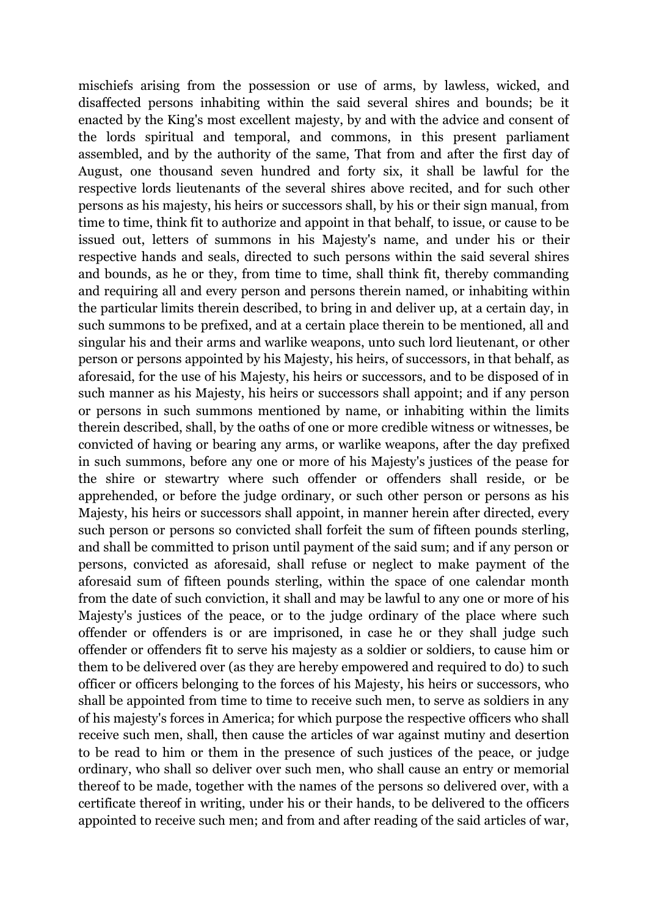mischiefs arising from the possession or use of arms, by lawless, wicked, and disaffected persons inhabiting within the said several shires and bounds; be it enacted by the King's most excellent majesty, by and with the advice and consent of the lords spiritual and temporal, and commons, in this present parliament assembled, and by the authority of the same, That from and after the first day of August, one thousand seven hundred and forty six, it shall be lawful for the respective lords lieutenants of the several shires above recited, and for such other persons as his majesty, his heirs or successors shall, by his or their sign manual, from time to time, think fit to authorize and appoint in that behalf, to issue, or cause to be issued out, letters of summons in his Majesty's name, and under his or their respective hands and seals, directed to such persons within the said several shires and bounds, as he or they, from time to time, shall think fit, thereby commanding and requiring all and every person and persons therein named, or inhabiting within the particular limits therein described, to bring in and deliver up, at a certain day, in such summons to be prefixed, and at a certain place therein to be mentioned, all and singular his and their arms and warlike weapons, unto such lord lieutenant, or other person or persons appointed by his Majesty, his heirs, of successors, in that behalf, as aforesaid, for the use of his Majesty, his heirs or successors, and to be disposed of in such manner as his Majesty, his heirs or successors shall appoint; and if any person or persons in such summons mentioned by name, or inhabiting within the limits therein described, shall, by the oaths of one or more credible witness or witnesses, be convicted of having or bearing any arms, or warlike weapons, after the day prefixed in such summons, before any one or more of his Majesty's justices of the pease for the shire or stewartry where such offender or offenders shall reside, or be apprehended, or before the judge ordinary, or such other person or persons as his Majesty, his heirs or successors shall appoint, in manner herein after directed, every such person or persons so convicted shall forfeit the sum of fifteen pounds sterling, and shall be committed to prison until payment of the said sum; and if any person or persons, convicted as aforesaid, shall refuse or neglect to make payment of the aforesaid sum of fifteen pounds sterling, within the space of one calendar month from the date of such conviction, it shall and may be lawful to any one or more of his Majesty's justices of the peace, or to the judge ordinary of the place where such offender or offenders is or are imprisoned, in case he or they shall judge such offender or offenders fit to serve his majesty as a soldier or soldiers, to cause him or them to be delivered over (as they are hereby empowered and required to do) to such officer or officers belonging to the forces of his Majesty, his heirs or successors, who shall be appointed from time to time to receive such men, to serve as soldiers in any of his majesty's forces in America; for which purpose the respective officers who shall receive such men, shall, then cause the articles of war against mutiny and desertion to be read to him or them in the presence of such justices of the peace, or judge ordinary, who shall so deliver over such men, who shall cause an entry or memorial thereof to be made, together with the names of the persons so delivered over, with a certificate thereof in writing, under his or their hands, to be delivered to the officers appointed to receive such men; and from and after reading of the said articles of war,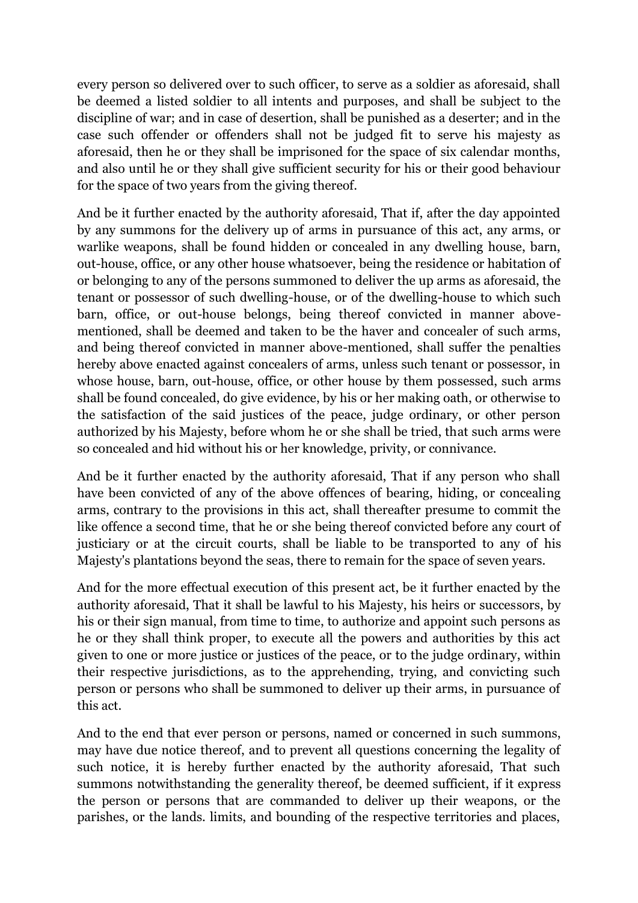every person so delivered over to such officer, to serve as a soldier as aforesaid, shall be deemed a listed soldier to all intents and purposes, and shall be subject to the discipline of war; and in case of desertion, shall be punished as a deserter; and in the case such offender or offenders shall not be judged fit to serve his majesty as aforesaid, then he or they shall be imprisoned for the space of six calendar months, and also until he or they shall give sufficient security for his or their good behaviour for the space of two years from the giving thereof.

And be it further enacted by the authority aforesaid, That if, after the day appointed by any summons for the delivery up of arms in pursuance of this act, any arms, or warlike weapons, shall be found hidden or concealed in any dwelling house, barn, out-house, office, or any other house whatsoever, being the residence or habitation of or belonging to any of the persons summoned to deliver the up arms as aforesaid, the tenant or possessor of such dwelling-house, or of the dwelling-house to which such barn, office, or out-house belongs, being thereof convicted in manner above-mentioned, shall be deemed and taken to be the haver and concealer of such arms, and being thereof convicted in manner above-mentioned, shall suffer the penalties hereby above enacted against concealers of arms, unless such tenant or possessor, in whose house, barn, out-house, office, or other house by them possessed, such arms shall be found concealed, do give evidence, by his or her making oath, or otherwise to the satisfaction of the said justices of the peace, judge ordinary, or other person authorized by his Majesty, before whom he or she shall be tried, that such arms were so concealed and hid without his or her knowledge, privity, or connivance.

And be it further enacted by the authority aforesaid, That if any person who shall have been convicted of any of the above offences of bearing, hiding, or concealing arms, contrary to the provisions in this act, shall thereafter presume to commit the like offence a second time, that he or she being thereof convicted before any court of justiciary or at the circuit courts, shall be liable to be transported to any of his Majesty's plantations beyond the seas, there to remain for the space of seven years.

And for the more effectual execution of this present act, be it further enacted by the authority aforesaid, That it shall be lawful to his Majesty, his heirs or successors, by his or their sign manual, from time to time, to authorize and appoint such persons as he or they shall think proper, to execute all the powers and authorities by this act given to one or more justice or justices of the peace, or to the judge ordinary, within their respective jurisdictions, as to the apprehending, trying, and convicting such person or persons who shall be summoned to deliver up their arms, in pursuance of this act.

And to the end that ever person or persons, named or concerned in such summons, may have due notice thereof, and to prevent all questions concerning the legality of such notice, it is hereby further enacted by the authority aforesaid, That such summons notwithstanding the generality thereof, be deemed sufficient, if it express the person or persons that are commanded to deliver up their weapons, or the parishes, or the lands. limits, and bounding of the respective territories and places,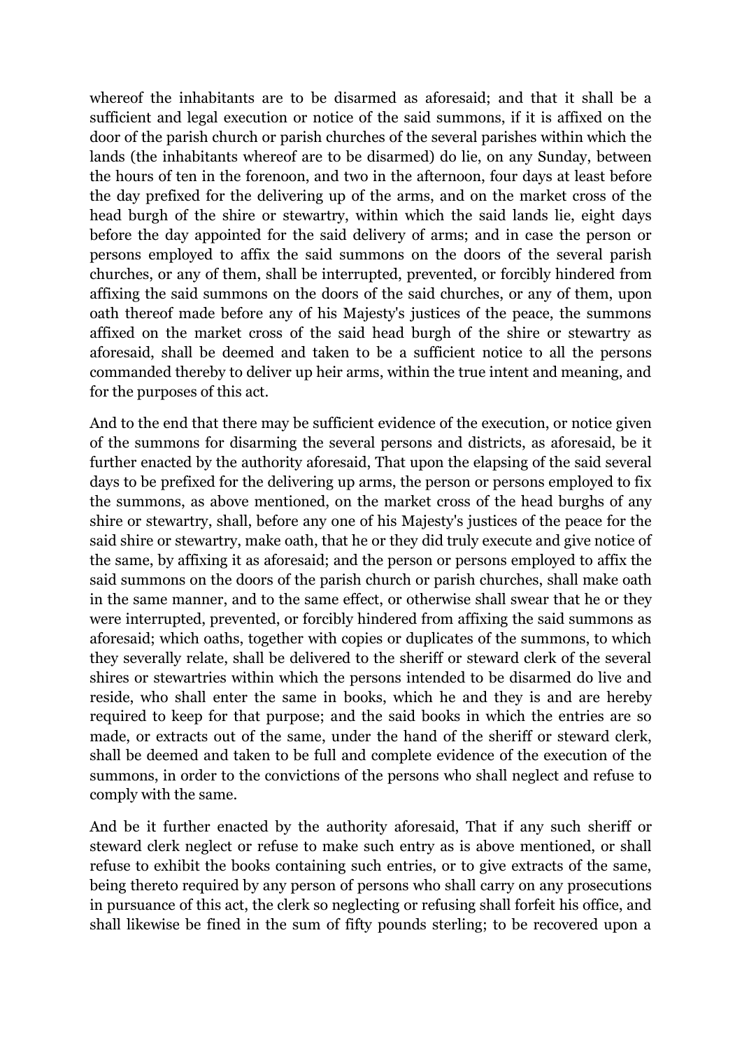whereof the inhabitants are to be disarmed as aforesaid; and that it shall be a sufficient and legal execution or notice of the said summons, if it is affixed on the door of the parish church or parish churches of the several parishes within which the lands (the inhabitants whereof are to be disarmed) do lie, on any Sunday, between the hours of ten in the forenoon, and two in the afternoon, four days at least before the day prefixed for the delivering up of the arms, and on the market cross of the head burgh of the shire or stewartry, within which the said lands lie, eight days before the day appointed for the said delivery of arms; and in case the person or persons employed to affix the said summons on the doors of the several parish churches, or any of them, shall be interrupted, prevented, or forcibly hindered from affixing the said summons on the doors of the said churches, or any of them, upon oath thereof made before any of his Majesty's justices of the peace, the summons affixed on the market cross of the said head burgh of the shire or stewartry as aforesaid, shall be deemed and taken to be a sufficient notice to all the persons commanded thereby to deliver up heir arms, within the true intent and meaning, and for the purposes of this act.

And to the end that there may be sufficient evidence of the execution, or notice given of the summons for disarming the several persons and districts, as aforesaid, be it further enacted by the authority aforesaid, That upon the elapsing of the said several days to be prefixed for the delivering up arms, the person or persons employed to fix the summons, as above mentioned, on the market cross of the head burghs of any shire or stewartry, shall, before any one of his Majesty's justices of the peace for the said shire or stewartry, make oath, that he or they did truly execute and give notice of the same, by affixing it as aforesaid; and the person or persons employed to affix the said summons on the doors of the parish church or parish churches, shall make oath in the same manner, and to the same effect, or otherwise shall swear that he or they were interrupted, prevented, or forcibly hindered from affixing the said summons as aforesaid; which oaths, together with copies or duplicates of the summons, to which they severally relate, shall be delivered to the sheriff or steward clerk of the several shires or stewartries within which the persons intended to be disarmed do live and reside, who shall enter the same in books, which he and they is and are hereby required to keep for that purpose; and the said books in which the entries are so made, or extracts out of the same, under the hand of the sheriff or steward clerk, shall be deemed and taken to be full and complete evidence of the execution of the summons, in order to the convictions of the persons who shall neglect and refuse to comply with the same.

And be it further enacted by the authority aforesaid, That if any such sheriff or steward clerk neglect or refuse to make such entry as is above mentioned, or shall refuse to exhibit the books containing such entries, or to give extracts of the same, being thereto required by any person of persons who shall carry on any prosecutions in pursuance of this act, the clerk so neglecting or refusing shall forfeit his office, and shall likewise be fined in the sum of fifty pounds sterling; to be recovered upon a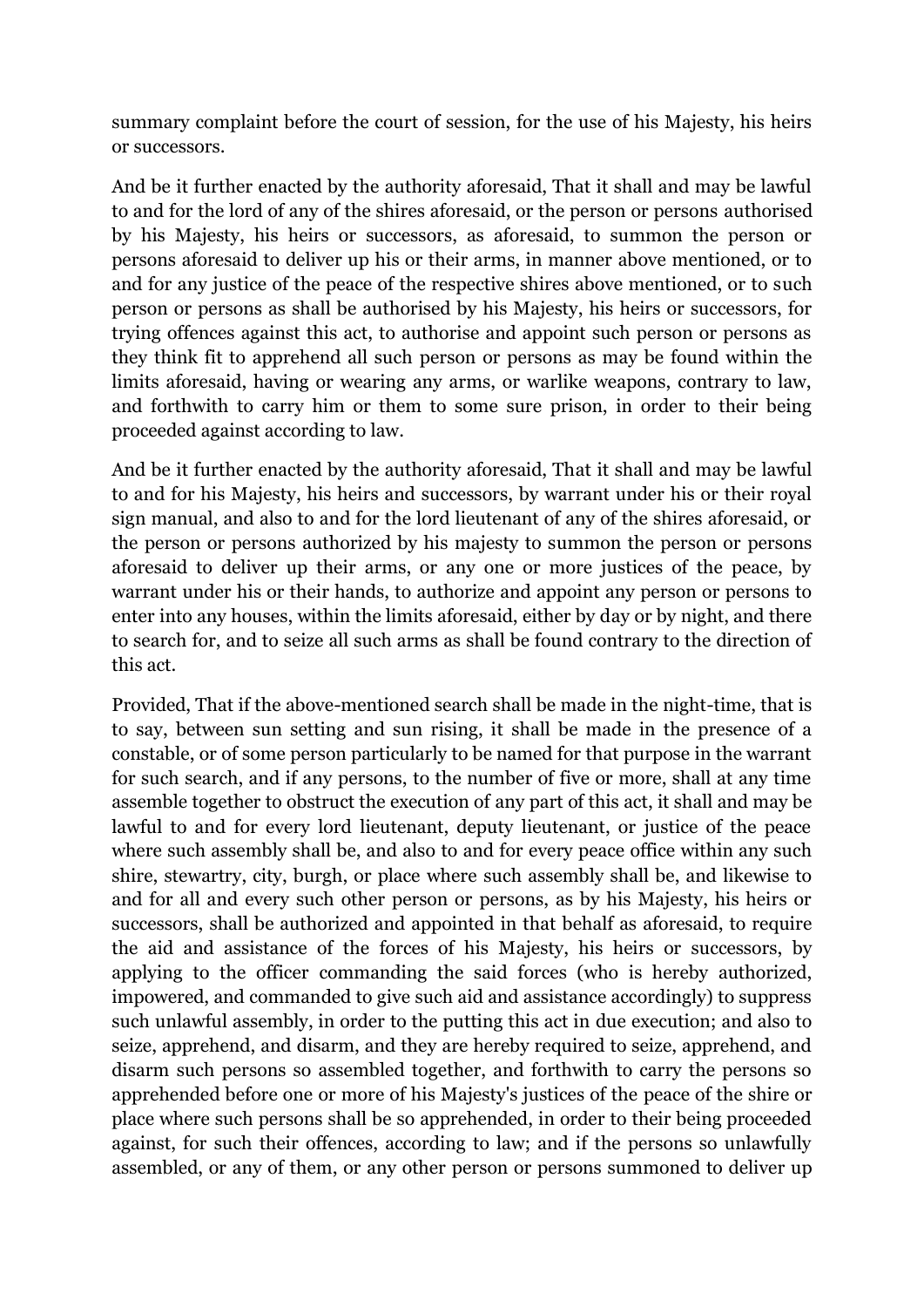summary complaint before the court of session, for the use of his Majesty, his heirs or successors.

And be it further enacted by the authority aforesaid, That it shall and may be lawful to and for the lord of any of the shires aforesaid, or the person or persons authorised by his Majesty, his heirs or successors, as aforesaid, to summon the person or persons aforesaid to deliver up his or their arms, in manner above mentioned, or to and for any justice of the peace of the respective shires above mentioned, or to such person or persons as shall be authorised by his Majesty, his heirs or successors, for trying offences against this act, to authorise and appoint such person or persons as they think fit to apprehend all such person or persons as may be found within the limits aforesaid, having or wearing any arms, or warlike weapons, contrary to law, and forthwith to carry him or them to some sure prison, in order to their being proceeded against according to law.

And be it further enacted by the authority aforesaid, That it shall and may be lawful to and for his Majesty, his heirs and successors, by warrant under his or their royal sign manual, and also to and for the lord lieutenant of any of the shires aforesaid, or the person or persons authorized by his majesty to summon the person or persons aforesaid to deliver up their arms, or any one or more justices of the peace, by warrant under his or their hands, to authorize and appoint any person or persons to enter into any houses, within the limits aforesaid, either by day or by night, and there to search for, and to seize all such arms as shall be found contrary to the direction of this act.

Provided, That if the above-mentioned search shall be made in the night-time, that is to say, between sun setting and sun rising, it shall be made in the presence of a constable, or of some person particularly to be named for that purpose in the warrant for such search, and if any persons, to the number of five or more, shall at any time assemble together to obstruct the execution of any part of this act, it shall and may be lawful to and for every lord lieutenant, deputy lieutenant, or justice of the peace where such assembly shall be, and also to and for every peace office within any such shire, stewartry, city, burgh, or place where such assembly shall be, and likewise to and for all and every such other person or persons, as by his Majesty, his heirs or successors, shall be authorized and appointed in that behalf as aforesaid, to require the aid and assistance of the forces of his Majesty, his heirs or successors, by applying to the officer commanding the said forces (who is hereby authorized, impowered, and commanded to give such aid and assistance accordingly) to suppress such unlawful assembly, in order to the putting this act in due execution; and also to seize, apprehend, and disarm, and they are hereby required to seize, apprehend, and disarm such persons so assembled together, and forthwith to carry the persons so apprehended before one or more of his Majesty's justices of the peace of the shire or place where such persons shall be so apprehended, in order to their being proceeded against, for such their offences, according to law; and if the persons so unlawfully assembled, or any of them, or any other person or persons summoned to deliver up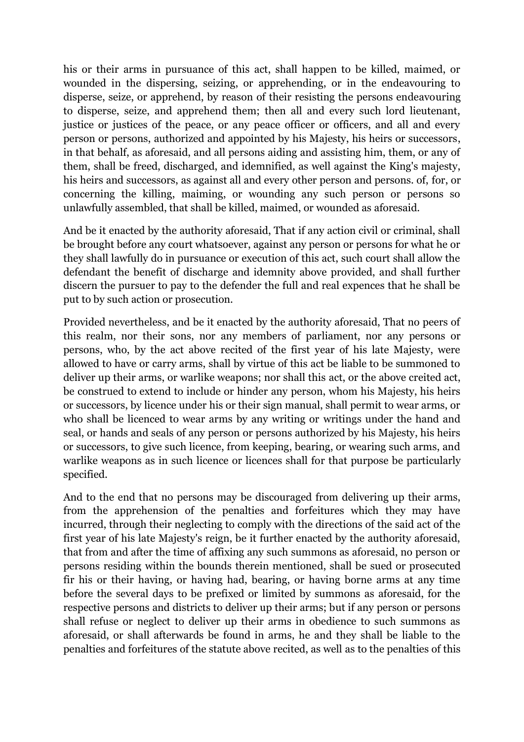his or their arms in pursuance of this act, shall happen to be killed, maimed, or wounded in the dispersing, seizing, or apprehending, or in the endeavouring to disperse, seize, or apprehend, by reason of their resisting the persons endeavouring to disperse, seize, and apprehend them; then all and every such lord lieutenant, justice or justices of the peace, or any peace officer or officers, and all and every person or persons, authorized and appointed by his Majesty, his heirs or successors, in that behalf, as aforesaid, and all persons aiding and assisting him, them, or any of them, shall be freed, discharged, and idemnified, as well against the King's majesty, his heirs and successors, as against all and every other person and persons. of, for, or concerning the killing, maiming, or wounding any such person or persons so unlawfully assembled, that shall be killed, maimed, or wounded as aforesaid.

And be it enacted by the authority aforesaid, That if any action civil or criminal, shall be brought before any court whatsoever, against any person or persons for what he or they shall lawfully do in pursuance or execution of this act, such court shall allow the defendant the benefit of discharge and idemnity above provided, and shall further discern the pursuer to pay to the defender the full and real expences that he shall be put to by such action or prosecution.

Provided nevertheless, and be it enacted by the authority aforesaid, That no peers of this realm, nor their sons, nor any members of parliament, nor any persons or persons, who, by the act above recited of the first year of his late Majesty, were allowed to have or carry arms, shall by virtue of this act be liable to be summoned to deliver up their arms, or warlike weapons; nor shall this act, or the above creited act, be construed to extend to include or hinder any person, whom his Majesty, his heirs or successors, by licence under his or their sign manual, shall permit to wear arms, or who shall be licenced to wear arms by any writing or writings under the hand and seal, or hands and seals of any person or persons authorized by his Majesty, his heirs or successors, to give such licence, from keeping, bearing, or wearing such arms, and warlike weapons as in such licence or licences shall for that purpose be particularly specified.

And to the end that no persons may be discouraged from delivering up their arms, from the apprehension of the penalties and forfeitures which they may have incurred, through their neglecting to comply with the directions of the said act of the first year of his late Majesty's reign, be it further enacted by the authority aforesaid, that from and after the time of affixing any such summons as aforesaid, no person or persons residing within the bounds therein mentioned, shall be sued or prosecuted fir his or their having, or having had, bearing, or having borne arms at any time before the several days to be prefixed or limited by summons as aforesaid, for the respective persons and districts to deliver up their arms; but if any person or persons shall refuse or neglect to deliver up their arms in obedience to such summons as aforesaid, or shall afterwards be found in arms, he and they shall be liable to the penalties and forfeitures of the statute above recited, as well as to the penalties of this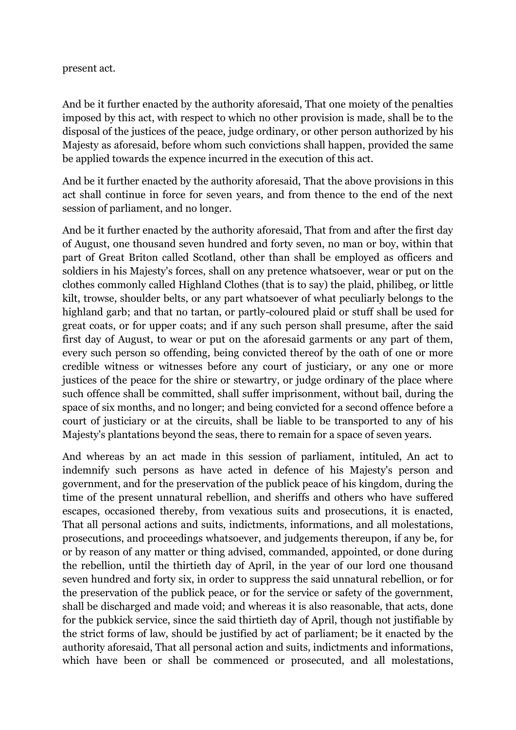present act.

And be it further enacted by the authority aforesaid, That one moiety of the penalties imposed by this act, with respect to which no other provision is made, shall be to the disposal of the justices of the peace, judge ordinary, or other person authorized by his Majesty as aforesaid, before whom such convictions shall happen, provided the same be applied towards the expence incurred in the execution of this act.

And be it further enacted by the authority aforesaid, That the above provisions in this act shall continue in force for seven years, and from thence to the end of the next session of parliament, and no longer.

And be it further enacted by the authority aforesaid, That from and after the first day of August, one thousand seven hundred and forty seven, no man or boy, within that part of Great Briton called Scotland, other than shall be employed as officers and soldiers in his Majesty's forces, shall on any pretence whatsoever, wear or put on the clothes commonly called Highland Clothes (that is to say) the plaid, philibeg, or little kilt, trowse, shoulder belts, or any part whatsoever of what peculiarly belongs to the highland garb; and that no tartan, or partly-coloured plaid or stuff shall be used for great coats, or for upper coats; and if any such person shall presume, after the said first day of August, to wear or put on the aforesaid garments or any part of them, every such person so offending, being convicted thereof by the oath of one or more credible witness or witnesses before any court of justiciary, or any one or more justices of the peace for the shire or stewartry, or judge ordinary of the place where such offence shall be committed, shall suffer imprisonment, without bail, during the space of six months, and no longer; and being convicted for a second offence before a court of justiciary or at the circuits, shall be liable to be transported to any of his Majesty's plantations beyond the seas, there to remain for a space of seven years.

And whereas by an act made in this session of parliament, intituled, An act to indemnify such persons as have acted in defence of his Majesty's person and government, and for the preservation of the publick peace of his kingdom, during the time of the present unnatural rebellion, and sheriffs and others who have suffered escapes, occasioned thereby, from vexatious suits and prosecutions, it is enacted, That all personal actions and suits, indictments, informations, and all molestations, prosecutions, and proceedings whatsoever, and judgements thereupon, if any be, for or by reason of any matter or thing advised, commanded, appointed, or done during the rebellion, until the thirtieth day of April, in the year of our lord one thousand seven hundred and forty six, in order to suppress the said unnatural rebellion, or for the preservation of the publick peace, or for the service or safety of the government, shall be discharged and made void; and whereas it is also reasonable, that acts, done for the pubkick service, since the said thirtieth day of April, though not justifiable by the strict forms of law, should be justified by act of parliament; be it enacted by the authority aforesaid, That all personal action and suits, indictments and informations, which have been or shall be commenced or prosecuted, and all molestations,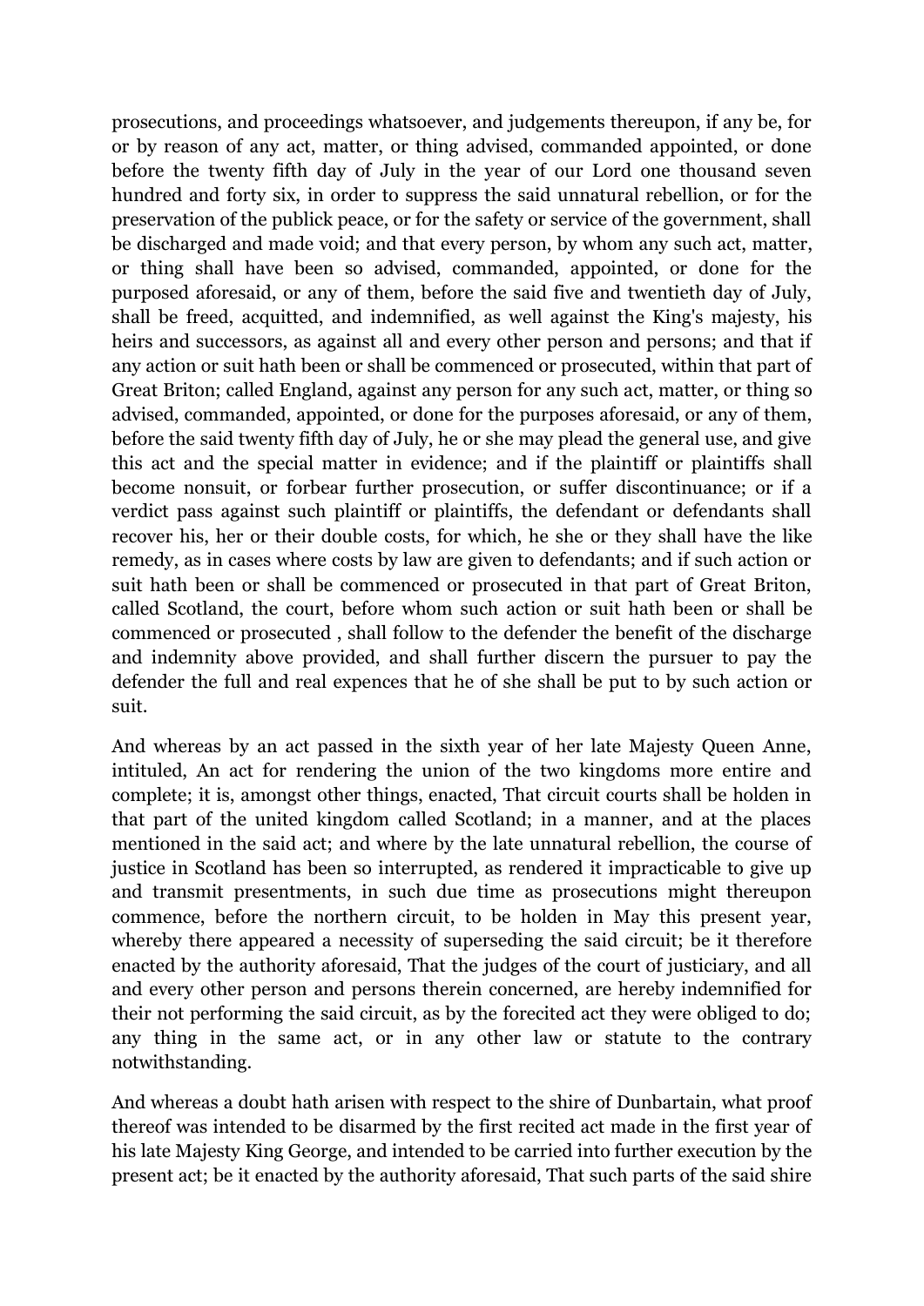prosecutions, and proceedings whatsoever, and judgements thereupon, if any be, for or by reason of any act, matter, or thing advised, commanded appointed, or done before the twenty fifth day of July in the year of our Lord one thousand seven hundred and forty six, in order to suppress the said unnatural rebellion, or for the preservation of the publick peace, or for the safety or service of the government, shall be discharged and made void; and that every person, by whom any such act, matter, or thing shall have been so advised, commanded, appointed, or done for the purposed aforesaid, or any of them, before the said five and twentieth day of July, shall be freed, acquitted, and indemnified, as well against the King's majesty, his heirs and successors, as against all and every other person and persons; and that if any action or suit hath been or shall be commenced or prosecuted, within that part of Great Briton; called England, against any person for any such act, matter, or thing so advised, commanded, appointed, or done for the purposes aforesaid, or any of them, before the said twenty fifth day of July, he or she may plead the general use, and give this act and the special matter in evidence; and if the plaintiff or plaintiffs shall become nonsuit, or forbear further prosecution, or suffer discontinuance; or if a verdict pass against such plaintiff or plaintiffs, the defendant or defendants shall recover his, her or their double costs, for which, he she or they shall have the like remedy, as in cases where costs by law are given to defendants; and if such action or suit hath been or shall be commenced or prosecuted in that part of Great Briton, called Scotland, the court, before whom such action or suit hath been or shall be commenced or prosecuted , shall follow to the defender the benefit of the discharge and indemnity above provided, and shall further discern the pursuer to pay the defender the full and real expences that he of she shall be put to by such action or suit.

And whereas by an act passed in the sixth year of her late Majesty Queen Anne, intituled, An act for rendering the union of the two kingdoms more entire and complete; it is, amongst other things, enacted, That circuit courts shall be holden in that part of the united kingdom called Scotland; in a manner, and at the places mentioned in the said act; and where by the late unnatural rebellion, the course of justice in Scotland has been so interrupted, as rendered it impracticable to give up and transmit presentments, in such due time as prosecutions might thereupon commence, before the northern circuit, to be holden in May this present year, whereby there appeared a necessity of superseding the said circuit; be it therefore enacted by the authority aforesaid, That the judges of the court of justiciary, and all and every other person and persons therein concerned, are hereby indemnified for their not performing the said circuit, as by the forecited act they were obliged to do; any thing in the same act, or in any other law or statute to the contrary notwithstanding.

And whereas a doubt hath arisen with respect to the shire of Dunbartain, what proof thereof was intended to be disarmed by the first recited act made in the first year of his late Majesty King George, and intended to be carried into further execution by the present act; be it enacted by the authority aforesaid, That such parts of the said shire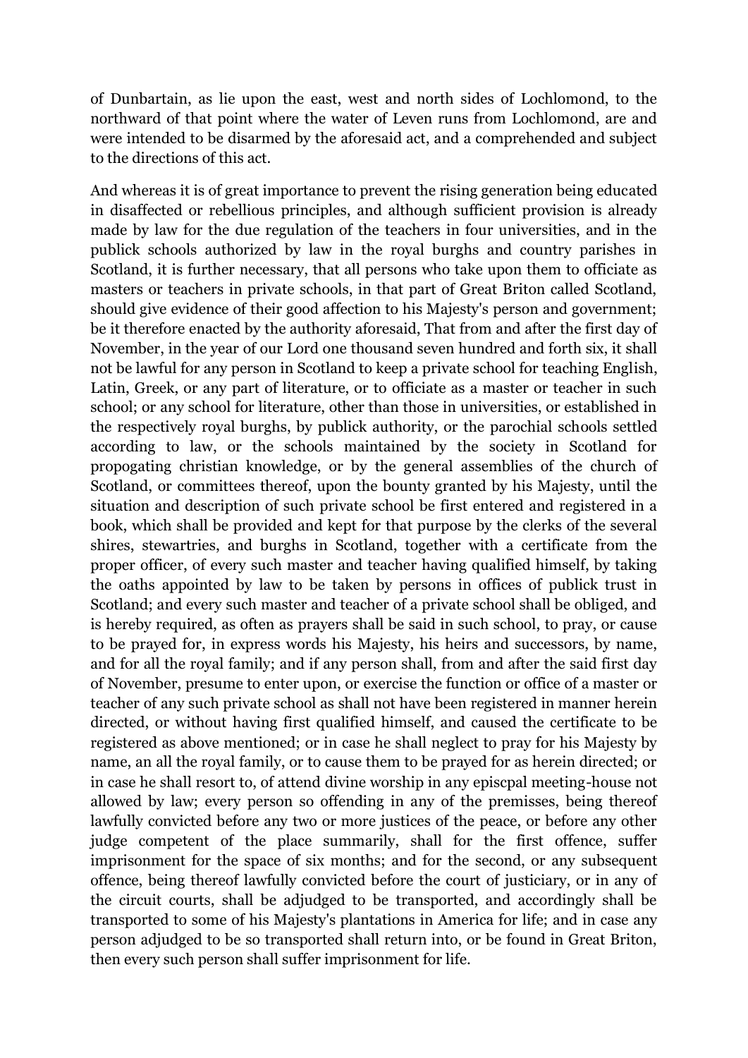of Dunbartain, as lie upon the east, west and north sides of Lochlomond, to the northward of that point where the water of Leven runs from Lochlomond, are and were intended to be disarmed by the aforesaid act, and a comprehended and subject to the directions of this act.

And whereas it is of great importance to prevent the rising generation being educated in disaffected or rebellious principles, and although sufficient provision is already made by law for the due regulation of the teachers in four universities, and in the publick schools authorized by law in the royal burghs and country parishes in Scotland, it is further necessary, that all persons who take upon them to officiate as masters or teachers in private schools, in that part of Great Briton called Scotland, should give evidence of their good affection to his Majesty's person and government; be it therefore enacted by the authority aforesaid, That from and after the first day of November, in the year of our Lord one thousand seven hundred and forth six, it shall not be lawful for any person in Scotland to keep a private school for teaching English, Latin, Greek, or any part of literature, or to officiate as a master or teacher in such school; or any school for literature, other than those in universities, or established in the respectively royal burghs, by publick authority, or the parochial schools settled according to law, or the schools maintained by the society in Scotland for propogating christian knowledge, or by the general assemblies of the church of Scotland, or committees thereof, upon the bounty granted by his Majesty, until the situation and description of such private school be first entered and registered in a book, which shall be provided and kept for that purpose by the clerks of the several shires, stewartries, and burghs in Scotland, together with a certificate from the proper officer, of every such master and teacher having qualified himself, by taking the oaths appointed by law to be taken by persons in offices of publick trust in Scotland; and every such master and teacher of a private school shall be obliged, and is hereby required, as often as prayers shall be said in such school, to pray, or cause to be prayed for, in express words his Majesty, his heirs and successors, by name, and for all the royal family; and if any person shall, from and after the said first day of November, presume to enter upon, or exercise the function or office of a master or teacher of any such private school as shall not have been registered in manner herein directed, or without having first qualified himself, and caused the certificate to be registered as above mentioned; or in case he shall neglect to pray for his Majesty by name, an all the royal family, or to cause them to be prayed for as herein directed; or in case he shall resort to, of attend divine worship in any episcpal meeting-house not allowed by law; every person so offending in any of the premisses, being thereof lawfully convicted before any two or more justices of the peace, or before any other judge competent of the place summarily, shall for the first offence, suffer imprisonment for the space of six months; and for the second, or any subsequent offence, being thereof lawfully convicted before the court of justiciary, or in any of the circuit courts, shall be adjudged to be transported, and accordingly shall be transported to some of his Majesty's plantations in America for life; and in case any person adjudged to be so transported shall return into, or be found in Great Briton, then every such person shall suffer imprisonment for life.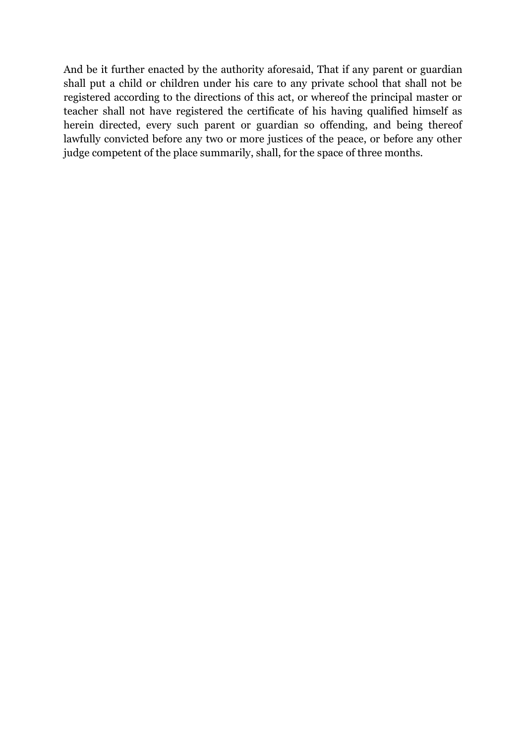And be it further enacted by the authority aforesaid, That if any parent or guardian shall put a child or children under his care to any private school that shall not be registered according to the directions of this act, or whereof the principal master or teacher shall not have registered the certificate of his having qualified himself as herein directed, every such parent or guardian so offending, and being thereof lawfully convicted before any two or more justices of the peace, or before any other judge competent of the place summarily, shall, for the space of three months.